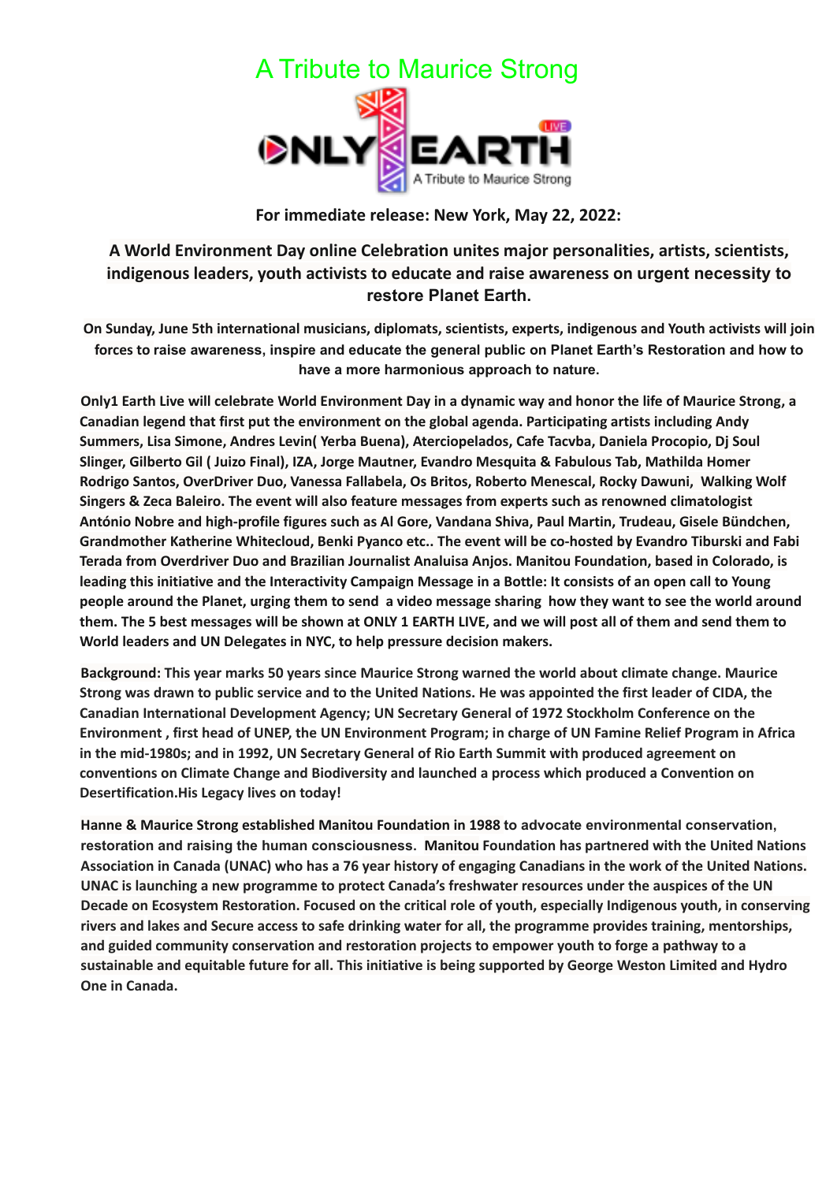# A Tribute to Maurice Strong

ONLY 1 EARTH LIVE

A Tribute to Maurice Strong

**For immediate release: New York, May 22, 2022:**

## A World Environment Day online Celebration unites major personalities, artists, scientists, indigenous leaders, youth activists to educate and raise awareness on urgent necessity to restore Planet Earth.

**On Sunday, June 5th international musicians, diplomats, scientists, experts, indigenous and Youth activists will join forces to raise awareness, inspire and educate the general public on Planet Earth's Restoration and how to have a more harmonious approach to nature.**

**Only1 Earth Live will celebrate World Environment Day in a dynamic way and honor the life of Maurice Strong, a Canadian legend that first put the environment on the global agenda. Participating artists including Andy Summers, Lisa Simone, Andres Levin( Yerba Buena), Aterciopelados, Cafe Tacvba, Daniela Procopio, Dj Soul Slinger, Gilberto Gil ( Juizo Final), IZA, Jorge Mautner, Evandro Mesquita & Fabulous Tab, Mathilda Homer Rodrigo Santos, OverDriver Duo, Vanessa Fallabela, Os Britos, Roberto Menescal, Rocky Dawuni, Walking Wolf Singers & Zeca Baleiro. The event will also feature messages from experts such as renowned climatologist António Nobre and high-profile figures such as Al Gore, Vandana Shiva, Paul Martin, Trudeau, Gisele Bündchen, Grandmother Katherine Whitecloud, Benki Pyanco etc.. The event will be co-hosted by Evandro Tiburski and Fabi Terada from Overdriver Duo and Brazilian Journalist Analuisa Anjos. Manitou Foundation, based in Colorado, is leading this initiative and the Interactivity Campaign Message in a Bottle: It consists of an open call to Young people around the Planet, urging them to send a video message sharing how they want to see the world around them. The 5 best messages will be shown at ONLY 1 EARTH LIVE, and we will post all of them and send them to World leaders and UN Delegates in NYC, to help pressure decision makers.**

**Background: This year marks 50 years since Maurice Strong warned the world about climate change. Maurice Strong was drawn to public service and to the United Nations. He was appointed the first leader of CIDA, the Canadian International Development Agency; UN Secretary General of 1972 Stockholm Conference on the Environment , first head of UNEP, the UN Environment Program; in charge of UN Famine Relief Program in Africa in the mid-1980s; and in 1992, UN Secretary General of Rio Earth Summit with produced agreement on conventions on Climate Change and Biodiversity and launched a process which produced a Convention on Desertification.His Legacy lives on today!**

**Hanne & Maurice Strong established Manitou Foundation in 1988 to advocate environmental conservation, restoration and raising the human consciousness. Manitou Foundation has partnered with the United Nations Association in Canada (UNAC) who has a 76 year history of engaging Canadians in the work of the United Nations. UNAC is launching a new programme to protect Canada's freshwater resources under the auspices of the UN Decade on Ecosystem Restoration. Focused on the critical role of youth, especially Indigenous youth, in conserving rivers and lakes and Secure access to safe drinking water for all, the programme provides training, mentorships, and guided community conservation and restoration projects to empower youth to forge a pathway to a sustainable and equitable future for all. This initiative is being supported by George Weston Limited and Hydro One in Canada.**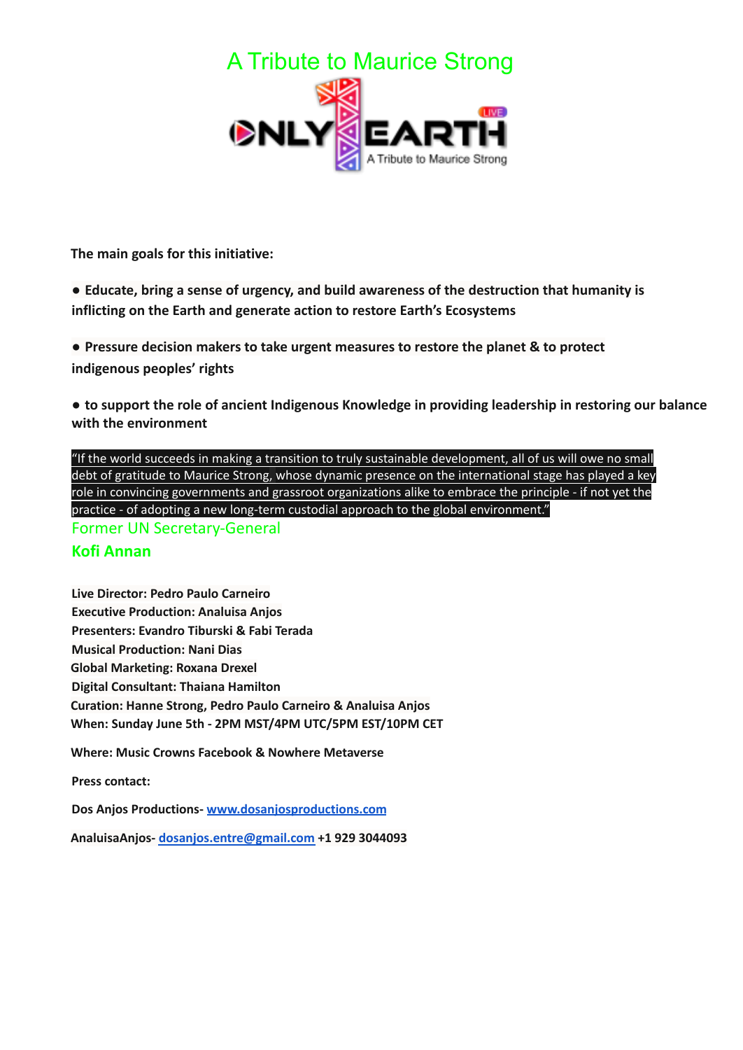# A Tribute to Maurice Strong

ONLY 1 EARTH LIVE

A Tribute to Maurice Strong

**The main goals for this initiative:**

**● Educate, bring a sense of urgency, and build awareness of the destruction that humanity is inflicting on the Earth and generate action to restore Earth's Ecosystems**

**● Pressure decision makers to take urgent measures to restore the planet & to protect indigenous peoples' rights**

**● to support the role of ancient Indigenous Knowledge in providing leadership in restoring our balance with the environment**

"If the world succeeds in making a transition to truly sustainable development, all of us will owe no small debt of gratitude to Maurice Strong, whose dynamic presence on the international stage has played a key role in convincing governments and grassroot organizations alike to embrace the principle - if not yet the practice - of adopting a new long-term custodial approach to the global environment."

Former UN Secretary-General

**Kofi Annan**

**Live Director: Pedro Paulo Carneiro**
**Executive Production: Analuisa Anjos**
**Presenters: Evandro Tiburski & Fabi Terada**
**Musical Production: Nani Dias**
**Global Marketing: Roxana Drexel**
**Digital Consultant: Thaiana Hamilton**
**Curation: Hanne Strong, Pedro Paulo Carneiro & Analuisa Anjos**
**When: Sunday June 5th - 2PM MST/4PM UTC/5PM EST/10PM CET**

**Where: Music Crowns Facebook & Nowhere Metaverse**

**Press contact:**

**Dos Anjos Productions-** www.dosanjosproductions.com

**AnaluisaAnjos-** dosanjos.entre@gmail.com **+1 929 3044093**